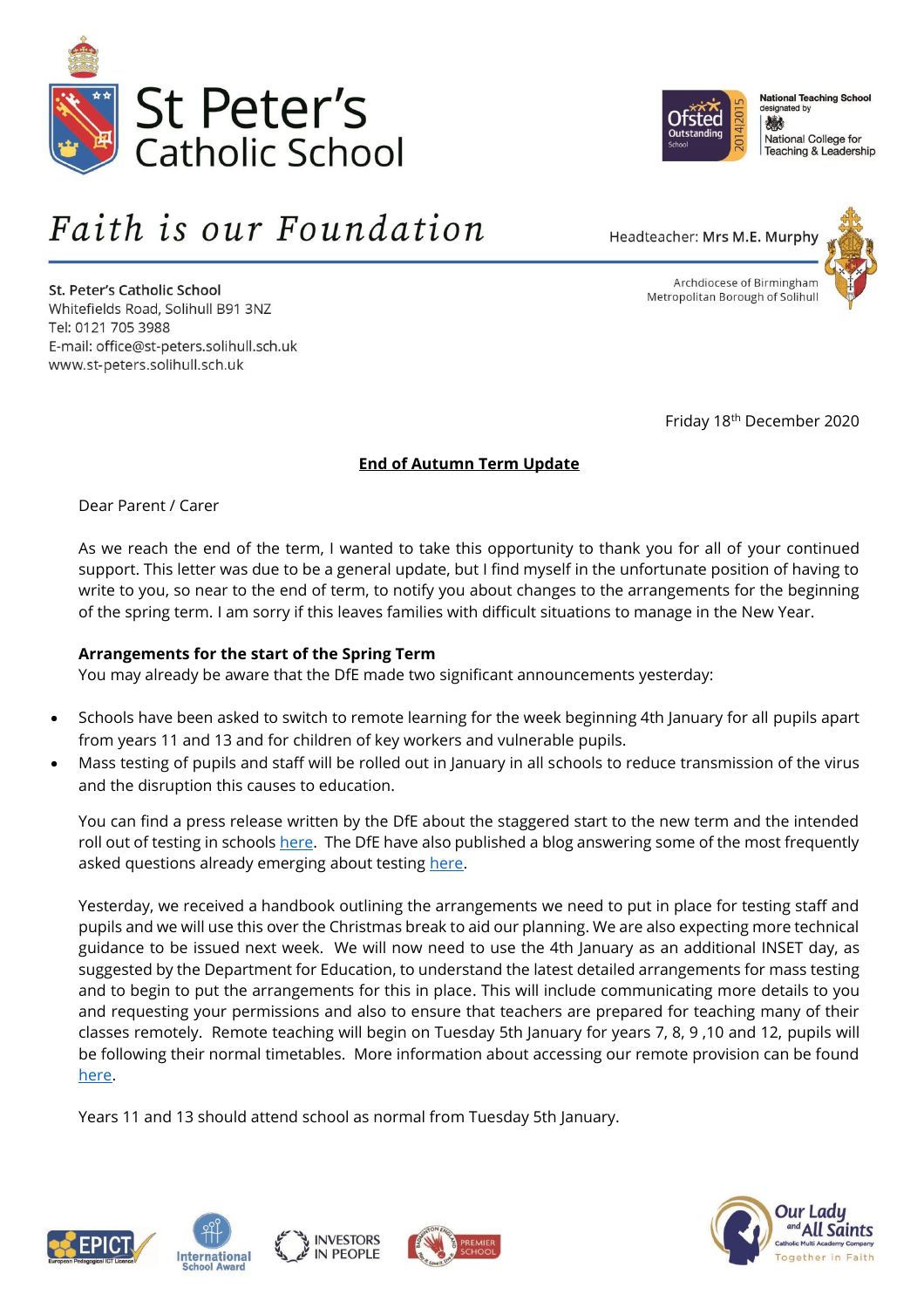# St Peter's Catholic School

*Faith is our Foundation*

Headteacher: Mrs M.E. Murphy

St. Peter's Catholic School
Whitefields Road, Solihull B91 3NZ
Tel: 0121 705 3988
E-mail: office@st-peters.solihull.sch.uk
www.st-peters.solihull.sch.uk

Archdiocese of Birmingham
Metropolitan Borough of Solihull

Friday 18th December 2020

**End of Autumn Term Update**

Dear Parent / Carer

As we reach the end of the term, I wanted to take this opportunity to thank you for all of your continued support. This letter was due to be a general update, but I find myself in the unfortunate position of having to write to you, so near to the end of term, to notify you about changes to the arrangements for the beginning of the spring term. I am sorry if this leaves families with difficult situations to manage in the New Year.

**Arrangements for the start of the Spring Term**

You may already be aware that the DfE made two significant announcements yesterday:

- Schools have been asked to switch to remote learning for the week beginning 4th January for all pupils apart from years 11 and 13 and for children of key workers and vulnerable pupils.
- Mass testing of pupils and staff will be rolled out in January in all schools to reduce transmission of the virus and the disruption this causes to education.

You can find a press release written by the DfE about the staggered start to the new term and the intended roll out of testing in schools here. The DfE have also published a blog answering some of the most frequently asked questions already emerging about testing here.

Yesterday, we received a handbook outlining the arrangements we need to put in place for testing staff and pupils and we will use this over the Christmas break to aid our planning. We are also expecting more technical guidance to be issued next week. We will now need to use the 4th January as an additional INSET day, as suggested by the Department for Education, to understand the latest detailed arrangements for mass testing and to begin to put the arrangements for this in place. This will include communicating more details to you and requesting your permissions and also to ensure that teachers are prepared for teaching many of their classes remotely. Remote teaching will begin on Tuesday 5th January for years 7, 8, 9 ,10 and 12, pupils will be following their normal timetables. More information about accessing our remote provision can be found here.

Years 11 and 13 should attend school as normal from Tuesday 5th January.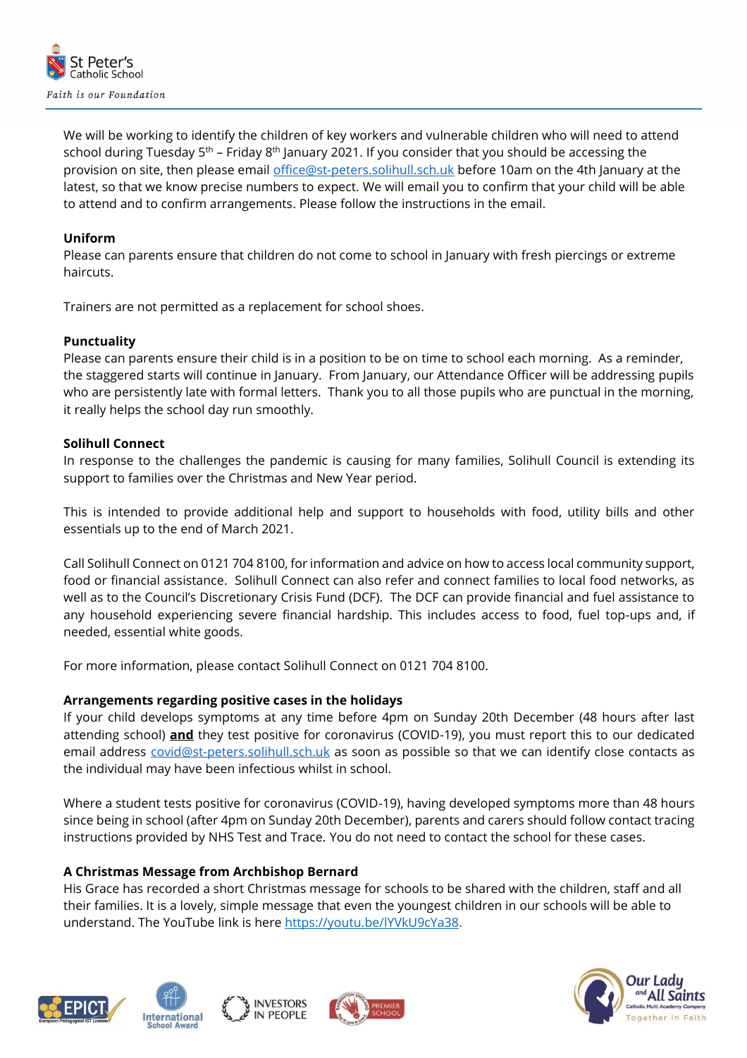We will be working to identify the children of key workers and vulnerable children who will need to attend school during Tuesday 5th – Friday 8th January 2021. If you consider that you should be accessing the provision on site, then please email office@st-peters.solihull.sch.uk before 10am on the 4th January at the latest, so that we know precise numbers to expect. We will email you to confirm that your child will be able to attend and to confirm arrangements. Please follow the instructions in the email.

**Uniform**

Please can parents ensure that children do not come to school in January with fresh piercings or extreme haircuts.

Trainers are not permitted as a replacement for school shoes.

**Punctuality**

Please can parents ensure their child is in a position to be on time to school each morning. As a reminder, the staggered starts will continue in January. From January, our Attendance Officer will be addressing pupils who are persistently late with formal letters. Thank you to all those pupils who are punctual in the morning, it really helps the school day run smoothly.

**Solihull Connect**

In response to the challenges the pandemic is causing for many families, Solihull Council is extending its support to families over the Christmas and New Year period.

This is intended to provide additional help and support to households with food, utility bills and other essentials up to the end of March 2021.

Call Solihull Connect on 0121 704 8100, for information and advice on how to access local community support, food or financial assistance. Solihull Connect can also refer and connect families to local food networks, as well as to the Council's Discretionary Crisis Fund (DCF). The DCF can provide financial and fuel assistance to any household experiencing severe financial hardship. This includes access to food, fuel top-ups and, if needed, essential white goods.

For more information, please contact Solihull Connect on 0121 704 8100.

**Arrangements regarding positive cases in the holidays**

If your child develops symptoms at any time before 4pm on Sunday 20th December (48 hours after last attending school) **and** they test positive for coronavirus (COVID-19), you must report this to our dedicated email address covid@st-peters.solihull.sch.uk as soon as possible so that we can identify close contacts as the individual may have been infectious whilst in school.

Where a student tests positive for coronavirus (COVID-19), having developed symptoms more than 48 hours since being in school (after 4pm on Sunday 20th December), parents and carers should follow contact tracing instructions provided by NHS Test and Trace. You do not need to contact the school for these cases.

**A Christmas Message from Archbishop Bernard**

His Grace has recorded a short Christmas message for schools to be shared with the children, staff and all their families. It is a lovely, simple message that even the youngest children in our schools will be able to understand. The YouTube link is here https://youtu.be/lYVkU9cYa38.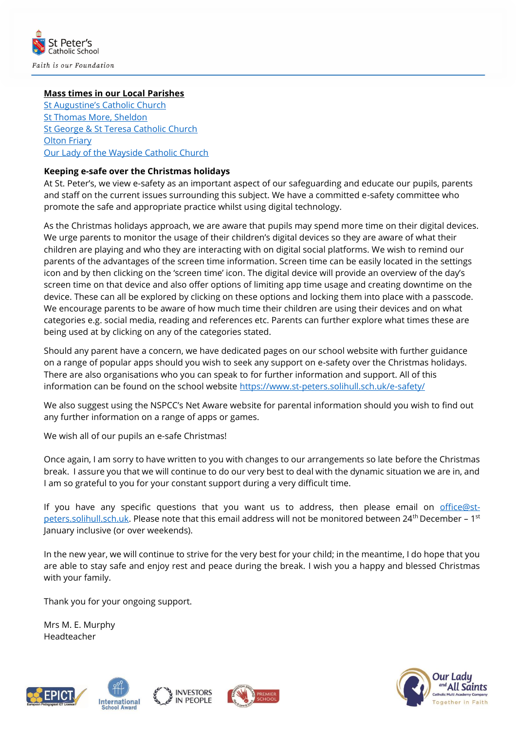**Mass times in our Local Parishes**

[St Augustine's Catholic Church](#)
[St Thomas More, Sheldon](#)
[St George & St Teresa Catholic Church](#)
[Olton Friary](#)
[Our Lady of the Wayside Catholic Church](#)

**Keeping e-safe over the Christmas holidays**

At St. Peter's, we view e-safety as an important aspect of our safeguarding and educate our pupils, parents and staff on the current issues surrounding this subject. We have a committed e-safety committee who promote the safe and appropriate practice whilst using digital technology.

As the Christmas holidays approach, we are aware that pupils may spend more time on their digital devices. We urge parents to monitor the usage of their children's digital devices so they are aware of what their children are playing and who they are interacting with on digital social platforms. We wish to remind our parents of the advantages of the screen time information. Screen time can be easily located in the settings icon and by then clicking on the 'screen time' icon. The digital device will provide an overview of the day's screen time on that device and also offer options of limiting app time usage and creating downtime on the device. These can all be explored by clicking on these options and locking them into place with a passcode. We encourage parents to be aware of how much time their children are using their devices and on what categories e.g. social media, reading and references etc. Parents can further explore what times these are being used at by clicking on any of the categories stated.

Should any parent have a concern, we have dedicated pages on our school website with further guidance on a range of popular apps should you wish to seek any support on e-safety over the Christmas holidays. There are also organisations who you can speak to for further information and support. All of this information can be found on the school website https://www.st-peters.solihull.sch.uk/e-safety/

We also suggest using the NSPCC's Net Aware website for parental information should you wish to find out any further information on a range of apps or games.

We wish all of our pupils an e-safe Christmas!

Once again, I am sorry to have written to you with changes to our arrangements so late before the Christmas break. I assure you that we will continue to do our very best to deal with the dynamic situation we are in, and I am so grateful to you for your constant support during a very difficult time.

If you have any specific questions that you want us to address, then please email on office@st-peters.solihull.sch.uk. Please note that this email address will not be monitored between 24th December – 1st January inclusive (or over weekends).

In the new year, we will continue to strive for the very best for your child; in the meantime, I do hope that you are able to stay safe and enjoy rest and peace during the break. I wish you a happy and blessed Christmas with your family.

Thank you for your ongoing support.

Mrs M. E. Murphy
Headteacher